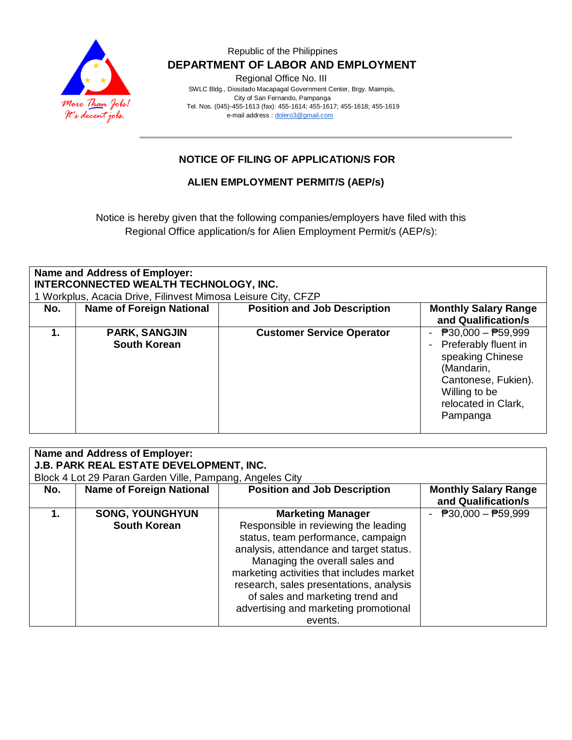Republic of the Philippines

**DEPARTMENT OF LABOR AND EMPLOYMENT**

Regional Office No. III

SWLC Bldg., Diosdado Macapagal Government Center, Brgy. Maimpis, City of San Fernando, Pampanga

Tel. Nos. (045)-455-1613 (fax): 455-1614; 455-1617; 455-1618; 455-1619

e-mail address : dolero3@gmail.com

## NOTICE OF FILING OF APPLICATION/S FOR ALIEN EMPLOYMENT PERMIT/S (AEP/s)

Notice is hereby given that the following companies/employers have filed with this Regional Office application/s for Alien Employment Permit/s (AEP/s):

**Name and Address of Employer:**
**INTERCONNECTED WEALTH TECHNOLOGY, INC.**
1 Workplus, Acacia Drive, Filinvest Mimosa Leisure City, CFZP

| No. | Name of Foreign National | Position and Job Description | Monthly Salary Range and Qualification/s |
|---|---|---|---|
| **1.** | **PARK, SANGJIN**<br>**South Korean** | **Customer Service Operator** | - ₱30,000 – ₱59,999<br>- Preferably fluent in speaking Chinese (Mandarin, Cantonese, Fukien). Willing to be relocated in Clark, Pampanga |

**Name and Address of Employer:**
**J.B. PARK REAL ESTATE DEVELOPMENT, INC.**
Block 4 Lot 29 Paran Garden Ville, Pampang, Angeles City

| No. | Name of Foreign National | Position and Job Description | Monthly Salary Range and Qualification/s |
|---|---|---|---|
| **1.** | **SONG, YOUNGHYUN**<br>**South Korean** | **Marketing Manager**<br>Responsible in reviewing the leading status, team performance, campaign analysis, attendance and target status. Managing the overall sales and marketing activities that includes market research, sales presentations, analysis of sales and marketing trend and advertising and marketing promotional events. | - ₱30,000 – ₱59,999 |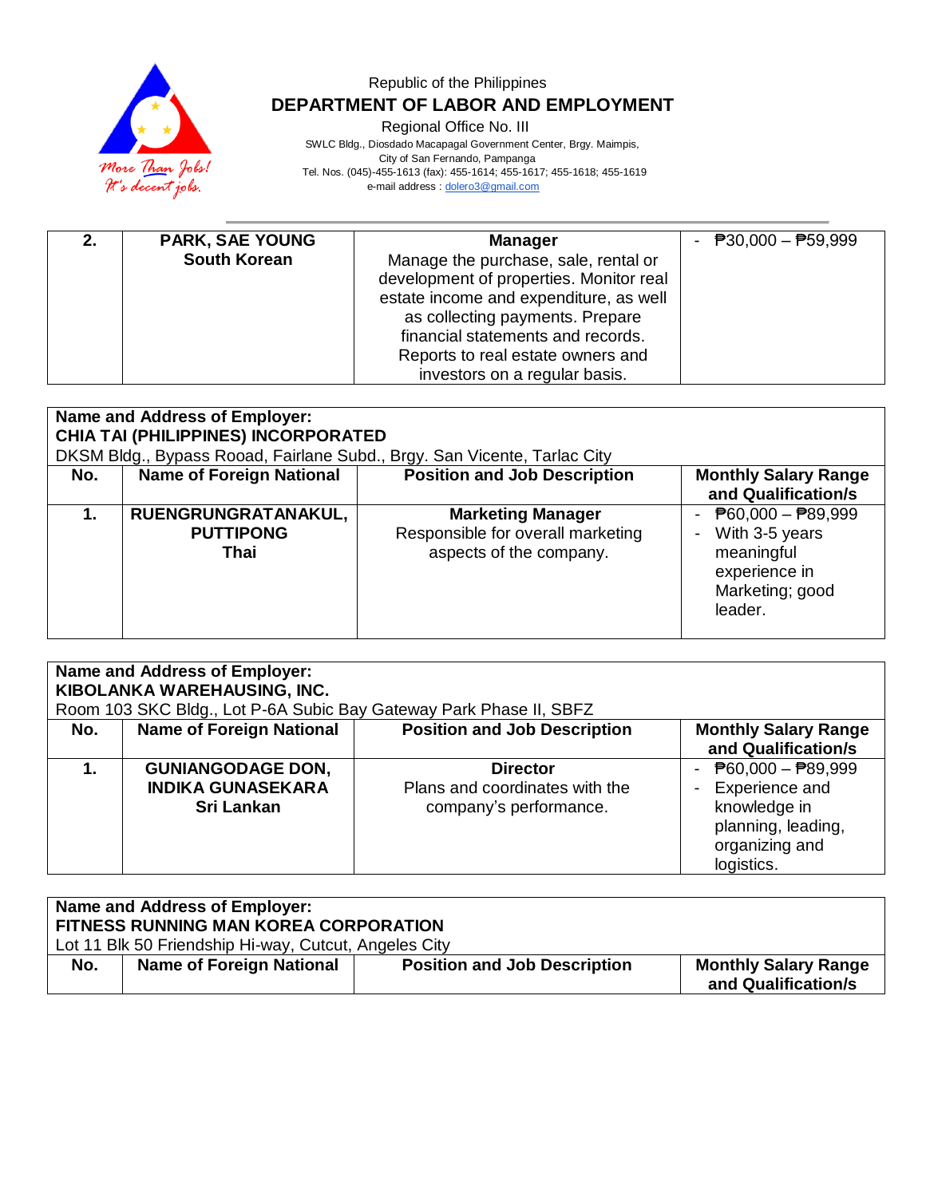Republic of the Philippines
**DEPARTMENT OF LABOR AND EMPLOYMENT**
Regional Office No. III
SWLC Bldg., Diosdado Macapagal Government Center, Brgy. Maimpis,
City of San Fernando, Pampanga
Tel. Nos. (045)-455-1613 (fax): 455-1614; 455-1617; 455-1618; 455-1619
e-mail address : dolero3@gmail.com

| | | | |
|---|---|---|---|
| **2.** | **PARK, SAE YOUNG**<br>**South Korean** | **Manager**<br>Manage the purchase, sale, rental or development of properties. Monitor real estate income and expenditure, as well as collecting payments. Prepare financial statements and records. Reports to real estate owners and investors on a regular basis. | - ₱30,000 – ₱59,999 |

**Name and Address of Employer:**
**CHIA TAI (PHILIPPINES) INCORPORATED**
DKSM Bldg., Bypass Rooad, Fairlane Subd., Brgy. San Vicente, Tarlac City

| No. | Name of Foreign National | Position and Job Description | Monthly Salary Range and Qualification/s |
|---|---|---|---|
| **1.** | **RUENGRUNGRATANAKUL, PUTTIPONG**<br>**Thai** | **Marketing Manager**<br>Responsible for overall marketing aspects of the company. | - ₱60,000 – ₱89,999<br>- With 3-5 years meaningful experience in Marketing; good leader. |

**Name and Address of Employer:**
**KIBOLANKA WAREHAUSING, INC.**
Room 103 SKC Bldg., Lot P-6A Subic Bay Gateway Park Phase II, SBFZ

| No. | Name of Foreign National | Position and Job Description | Monthly Salary Range and Qualification/s |
|---|---|---|---|
| **1.** | **GUNIANGODAGE DON, INDIKA GUNASEKARA**<br>**Sri Lankan** | **Director**<br>Plans and coordinates with the company's performance. | - ₱60,000 – ₱89,999<br>- Experience and knowledge in planning, leading, organizing and logistics. |

**Name and Address of Employer:**
**FITNESS RUNNING MAN KOREA CORPORATION**
Lot 11 Blk 50 Friendship Hi-way, Cutcut, Angeles City

| No. | Name of Foreign National | Position and Job Description | Monthly Salary Range and Qualification/s |
|---|---|---|---|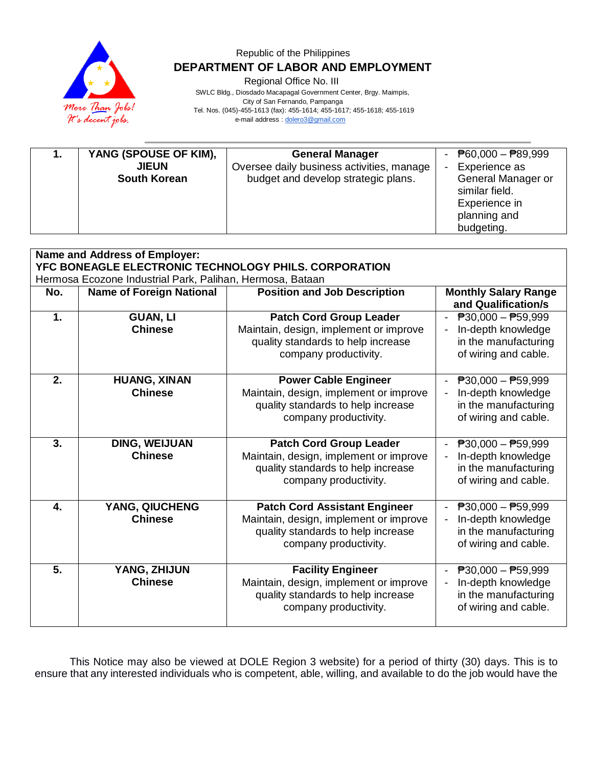Republic of the Philippines
**DEPARTMENT OF LABOR AND EMPLOYMENT**
Regional Office No. III
SWLC Bldg., Diosdado Macapagal Government Center, Brgy. Maimpis,
City of San Fernando, Pampanga
Tel. Nos. (045)-455-1613 (fax): 455-1614; 455-1617; 455-1618; 455-1619
e-mail address : dolero3@gmail.com

| | | | |
|---|---|---|---|
| **1.** | **YANG (SPOUSE OF KIM), JIEUN**<br>**South Korean** | **General Manager**<br>Oversee daily business activities, manage budget and develop strategic plans. | - ₱60,000 – ₱89,999<br>- Experience as General Manager or similar field. Experience in planning and budgeting. |

**Name and Address of Employer:**
**YFC BONEAGLE ELECTRONIC TECHNOLOGY PHILS. CORPORATION**
Hermosa Ecozone Industrial Park, Palihan, Hermosa, Bataan

| No. | Name of Foreign National | Position and Job Description | Monthly Salary Range and Qualification/s |
|---|---|---|---|
| **1.** | **GUAN, LI**<br>**Chinese** | **Patch Cord Group Leader**<br>Maintain, design, implement or improve quality standards to help increase company productivity. | - ₱30,000 – ₱59,999<br>- In-depth knowledge in the manufacturing of wiring and cable. |
| **2.** | **HUANG, XINAN**<br>**Chinese** | **Power Cable Engineer**<br>Maintain, design, implement or improve quality standards to help increase company productivity. | - ₱30,000 – ₱59,999<br>- In-depth knowledge in the manufacturing of wiring and cable. |
| **3.** | **DING, WEIJUAN**<br>**Chinese** | **Patch Cord Group Leader**<br>Maintain, design, implement or improve quality standards to help increase company productivity. | - ₱30,000 – ₱59,999<br>- In-depth knowledge in the manufacturing of wiring and cable. |
| **4.** | **YANG, QIUCHENG**<br>**Chinese** | **Patch Cord Assistant Engineer**<br>Maintain, design, implement or improve quality standards to help increase company productivity. | - ₱30,000 – ₱59,999<br>- In-depth knowledge in the manufacturing of wiring and cable. |
| **5.** | **YANG, ZHIJUN**<br>**Chinese** | **Facility Engineer**<br>Maintain, design, implement or improve quality standards to help increase company productivity. | - ₱30,000 – ₱59,999<br>- In-depth knowledge in the manufacturing of wiring and cable. |

This Notice may also be viewed at DOLE Region 3 website) for a period of thirty (30) days. This is to ensure that any interested individuals who is competent, able, willing, and available to do the job would have the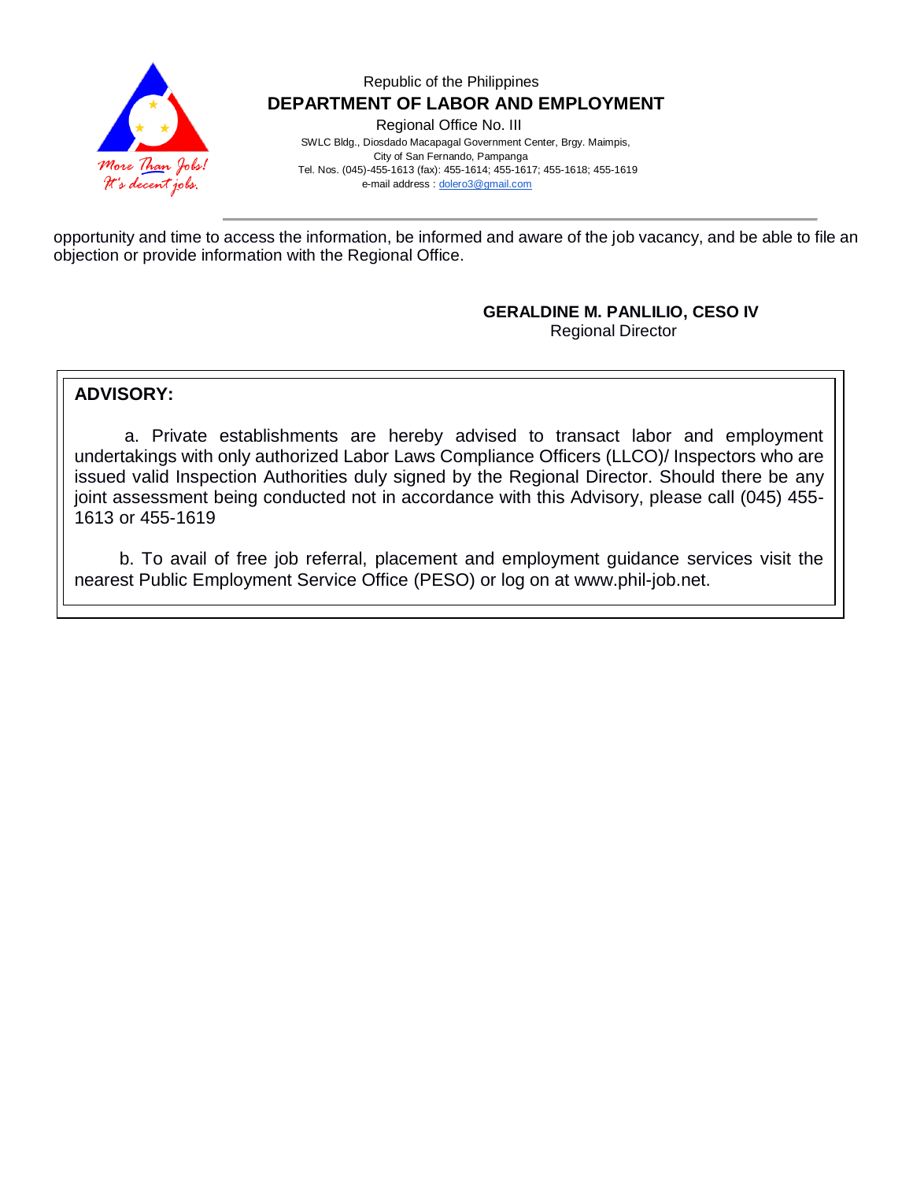opportunity and time to access the information, be informed and aware of the job vacancy, and be able to file an objection or provide information with the Regional Office.

**GERALDINE M. PANLILIO, CESO IV**
Regional Director

**ADVISORY:**

a. Private establishments are hereby advised to transact labor and employment undertakings with only authorized Labor Laws Compliance Officers (LLCO)/ Inspectors who are issued valid Inspection Authorities duly signed by the Regional Director. Should there be any joint assessment being conducted not in accordance with this Advisory, please call (045) 455-1613 or 455-1619

b. To avail of free job referral, placement and employment guidance services visit the nearest Public Employment Service Office (PESO) or log on at www.phil-job.net.